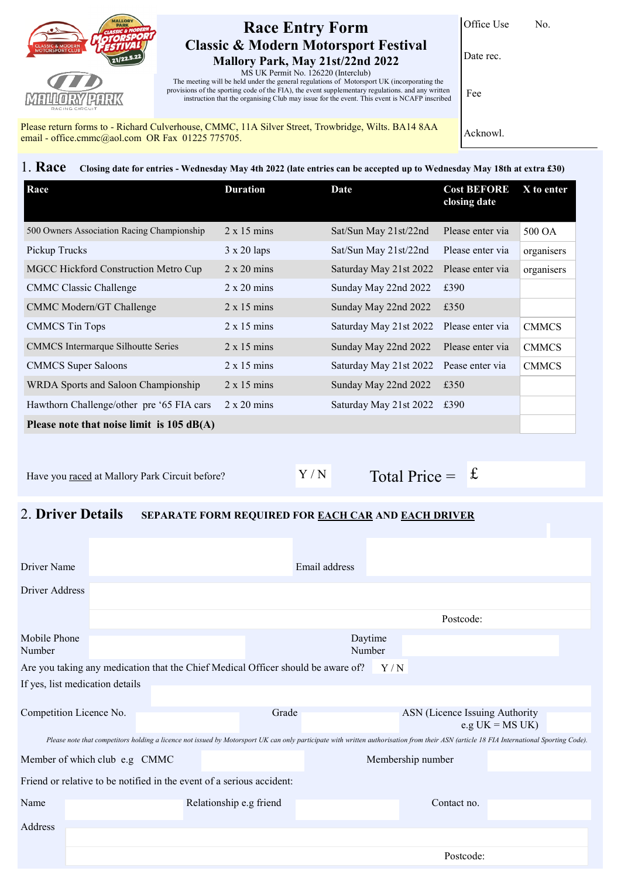# Race Entry Form

## Classic & Modern Motorsport Festival

### Mallory Park, May 21st/22nd 2022

MS UK Permit No. 126220 (Interclub)

The meeting will be held under the general regulations of Motorsport UK (incorporating the provisions of the sporting code of the FIA), the event supplementary regulations. and any written instruction that the organising Club may issue for the event. This event is NCAFP inscribed

| Office Use | No. |
|---|---|
| Date rec. | |
| Fee | |
| Acknowl. | |

Please return forms to - Richard Culverhouse, CMMC, 11A Silver Street, Trowbridge, Wilts. BA14 8AA
email - office.cmmc@aol.com OR Fax 01225 775705.

## 1. Race

**Closing date for entries - Wednesday May 4th 2022 (late entries can be accepted up to Wednesday May 18th at extra £30)**

| Race | Duration | Date | Cost BEFORE closing date | X to enter |
|---|---|---|---|---|
| 500 Owners Association Racing Championship | 2 x 15 mins | Sat/Sun May 21st/22nd | Please enter via | 500 OA |
| Pickup Trucks | 3 x 20 laps | Sat/Sun May 21st/22nd | Please enter via | organisers |
| MGCC Hickford Construction Metro Cup | 2 x 20 mins | Saturday May 21st 2022 | Please enter via | organisers |
| CMMC Classic Challenge | 2 x 20 mins | Sunday May 22nd 2022 | £390 | |
| CMMC Modern/GT Challenge | 2 x 15 mins | Sunday May 22nd 2022 | £350 | |
| CMMCS Tin Tops | 2 x 15 mins | Saturday May 21st 2022 | Please enter via | CMMCS |
| CMMCS Intermarque Silhoutte Series | 2 x 15 mins | Sunday May 22nd 2022 | Please enter via | CMMCS |
| CMMCS Super Saloons | 2 x 15 mins | Saturday May 21st 2022 | Pease enter via | CMMCS |
| WRDA Sports and Saloon Championship | 2 x 15 mins | Sunday May 22nd 2022 | £350 | |
| Hawthorn Challenge/other pre '65 FIA cars | 2 x 20 mins | Saturday May 21st 2022 | £390 | |
| **Please note that noise limit is 105 dB(A)** | | | | |

Have you raced at Mallory Park Circuit before? Y / N

Total Price = £

## 2. Driver Details

**SEPARATE FORM REQUIRED FOR EACH CAR AND EACH DRIVER**

Driver Name | Email address

Driver Address

Postcode:

Mobile Phone Number | Daytime Number

Are you taking any medication that the Chief Medical Officer should be aware of? Y / N

If yes, list medication details

Competition Licence No. | Grade | ASN (Licence Issuing Authority e.g UK = MS UK)

*Please note that competitors holding a licence not issued by Motorsport UK can only participate with written authorisation from their ASN (article 18 FIA International Sporting Code).*

Member of which club e.g CMMC | Membership number

Friend or relative to be notified in the event of a serious accident:

Name | Relationship e.g friend | Contact no.

Address

Postcode: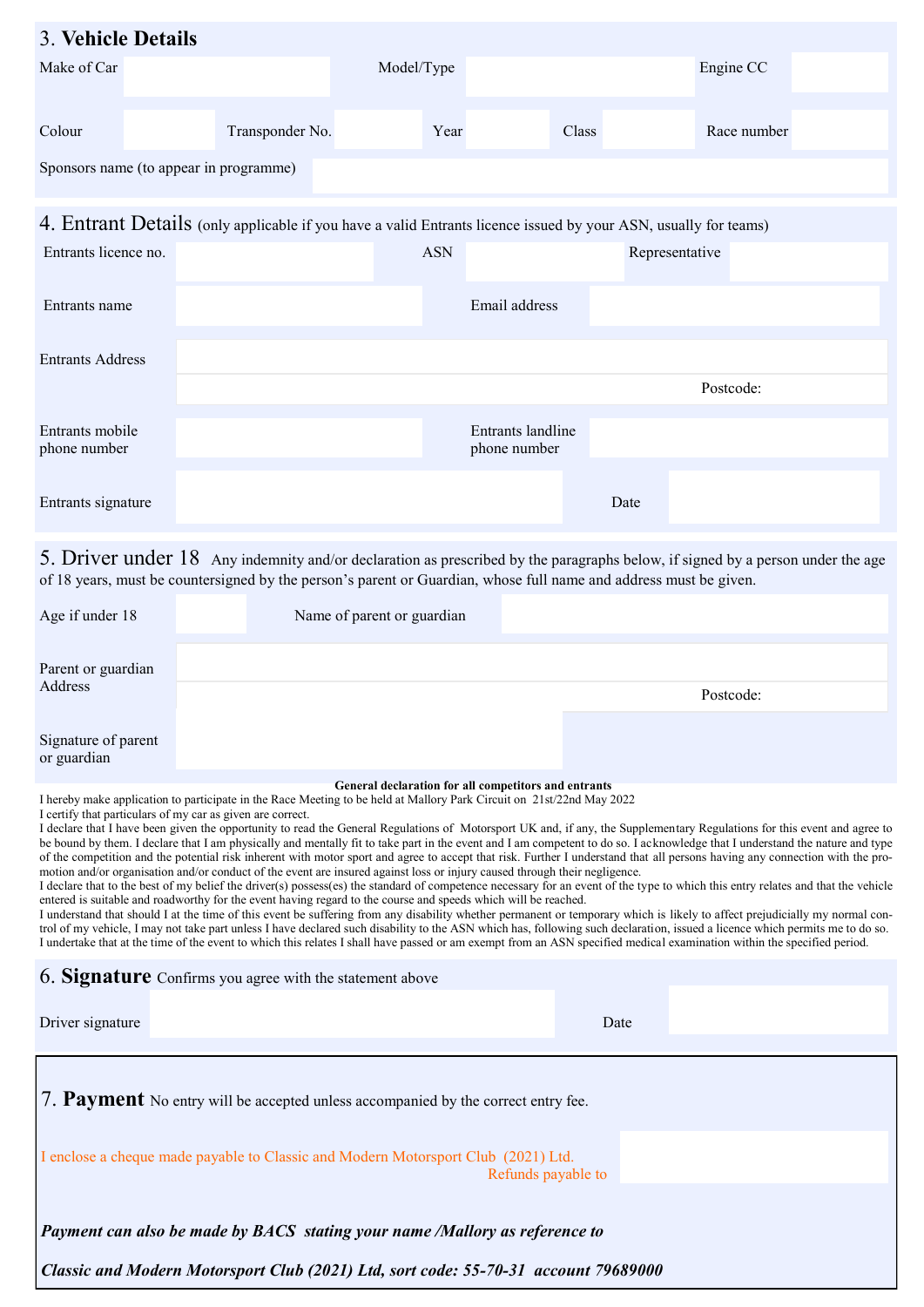## 3. **Vehicle Details**

Make of Car

Model/Type

Engine CC

Colour

Transponder No.

Year

Class

Race number

Sponsors name (to appear in programme)

## 4. Entrant Details (only applicable if you have a valid Entrants licence issued by your ASN, usually for teams)

Entrants licence no.

ASN

Representative

Entrants name

Email address

Entrants Address

Postcode:

Entrants mobile phone number

Entrants landline phone number

Entrants signature

Date

## 5. Driver under 18 Any indemnity and/or declaration as prescribed by the paragraphs below, if signed by a person under the age of 18 years, must be countersigned by the person's parent or Guardian, whose full name and address must be given.

Age if under 18

Name of parent or guardian

Parent or guardian Address

Postcode:

Signature of parent or guardian

**General declaration for all competitors and entrants**

I hereby make application to participate in the Race Meeting to be held at Mallory Park Circuit on 21st/22nd May 2022

I certify that particulars of my car as given are correct.

I declare that I have been given the opportunity to read the General Regulations of Motorsport UK and, if any, the Supplementary Regulations for this event and agree to be bound by them. I declare that I am physically and mentally fit to take part in the event and I am competent to do so. I acknowledge that I understand the nature and type of the competition and the potential risk inherent with motor sport and agree to accept that risk. Further I understand that all persons having any connection with the promotion and/or organisation and/or conduct of the event are insured against loss or injury caused through their negligence.

I declare that to the best of my belief the driver(s) possess(es) the standard of competence necessary for an event of the type to which this entry relates and that the vehicle entered is suitable and roadworthy for the event having regard to the course and speeds which will be reached.

I understand that should I at the time of this event be suffering from any disability whether permanent or temporary which is likely to affect prejudicially my normal control of my vehicle, I may not take part unless I have declared such disability to the ASN which has, following such declaration, issued a licence which permits me to do so.

I undertake that at the time of the event to which this relates I shall have passed or am exempt from an ASN specified medical examination within the specified period.

## 6. **Signature** Confirms you agree with the statement above

Driver signature

Date

## 7. **Payment** No entry will be accepted unless accompanied by the correct entry fee.

I enclose a cheque made payable to Classic and Modern Motorsport Club (2021) Ltd.

Refunds payable to

***Payment can also be made by BACS stating your name /Mallory as reference to***

***Classic and Modern Motorsport Club (2021) Ltd, sort code: 55-70-31 account 79689000***